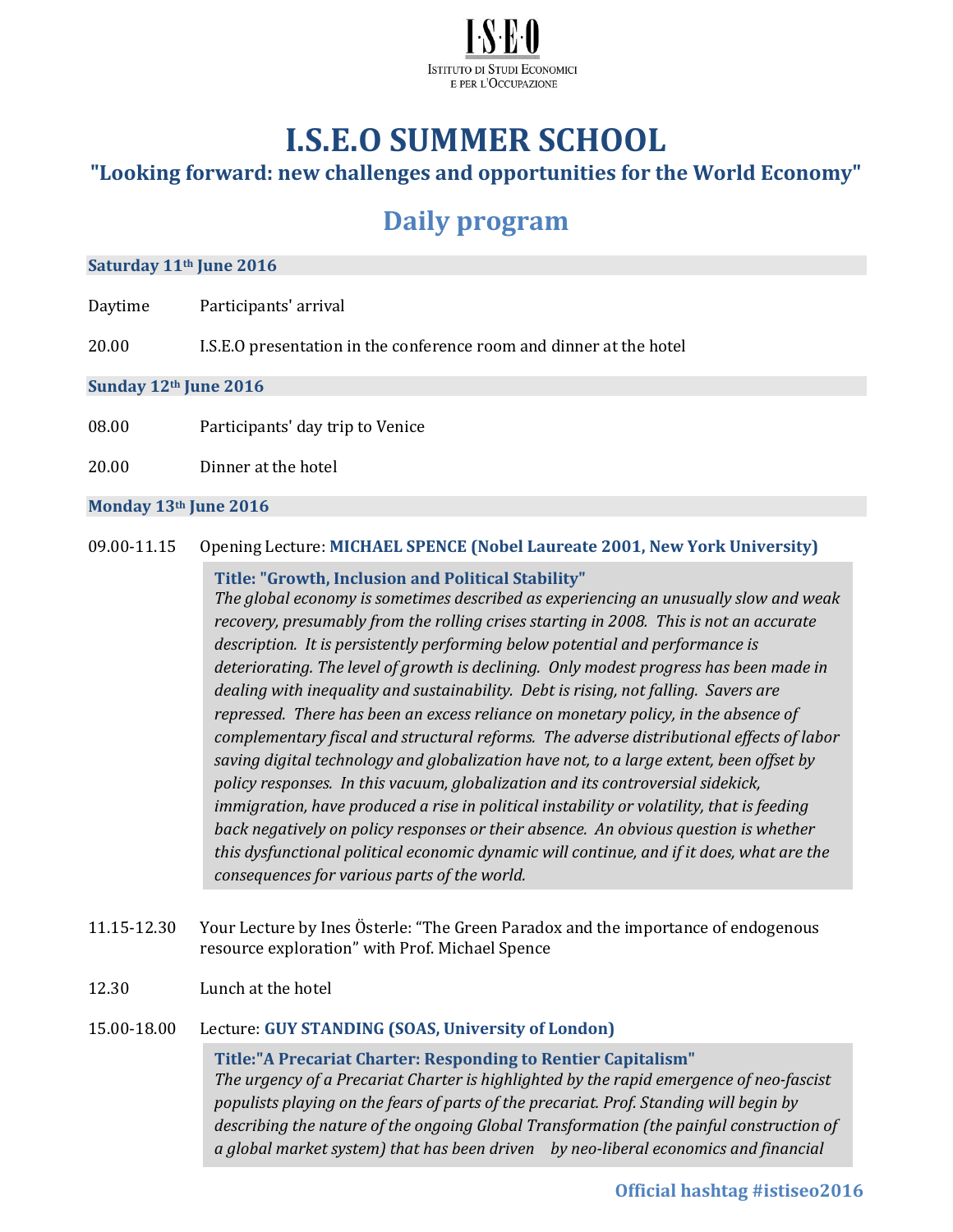I·S·E·O

ISTITUTO DI STUDI ECONOMICI E PER L'OCCUPAZIONE

# I.S.E.O SUMMER SCHOOL

### "Looking forward: new challenges and opportunities for the World Economy"

## Daily program

**Saturday 11th June 2016**

Daytime Participants' arrival

20.00 I.S.E.O presentation in the conference room and dinner at the hotel

**Sunday 12th June 2016**

08.00 Participants' day trip to Venice

20.00 Dinner at the hotel

**Monday 13th June 2016**

09.00-11.15 Opening Lecture: **MICHAEL SPENCE (Nobel Laureate 2001, New York University)**

> **Title: "Growth, Inclusion and Political Stability"**
> *The global economy is sometimes described as experiencing an unusually slow and weak recovery, presumably from the rolling crises starting in 2008. This is not an accurate description. It is persistently performing below potential and performance is deteriorating. The level of growth is declining. Only modest progress has been made in dealing with inequality and sustainability. Debt is rising, not falling. Savers are repressed. There has been an excess reliance on monetary policy, in the absence of complementary fiscal and structural reforms. The adverse distributional effects of labor saving digital technology and globalization have not, to a large extent, been offset by policy responses. In this vacuum, globalization and its controversial sidekick, immigration, have produced a rise in political instability or volatility, that is feeding back negatively on policy responses or their absence. An obvious question is whether this dysfunctional political economic dynamic will continue, and if it does, what are the consequences for various parts of the world.*

11.15-12.30 Your Lecture by Ines Österle: “The Green Paradox and the importance of endogenous resource exploration” with Prof. Michael Spence

12.30 Lunch at the hotel

15.00-18.00 Lecture: **GUY STANDING (SOAS, University of London)**

> **Title:"A Precariat Charter: Responding to Rentier Capitalism"**
> *The urgency of a Precariat Charter is highlighted by the rapid emergence of neo-fascist populists playing on the fears of parts of the precariat. Prof. Standing will begin by describing the nature of the ongoing Global Transformation (the painful construction of a global market system) that has been driven by neo-liberal economics and financial*

**Official hashtag #istiseo2016**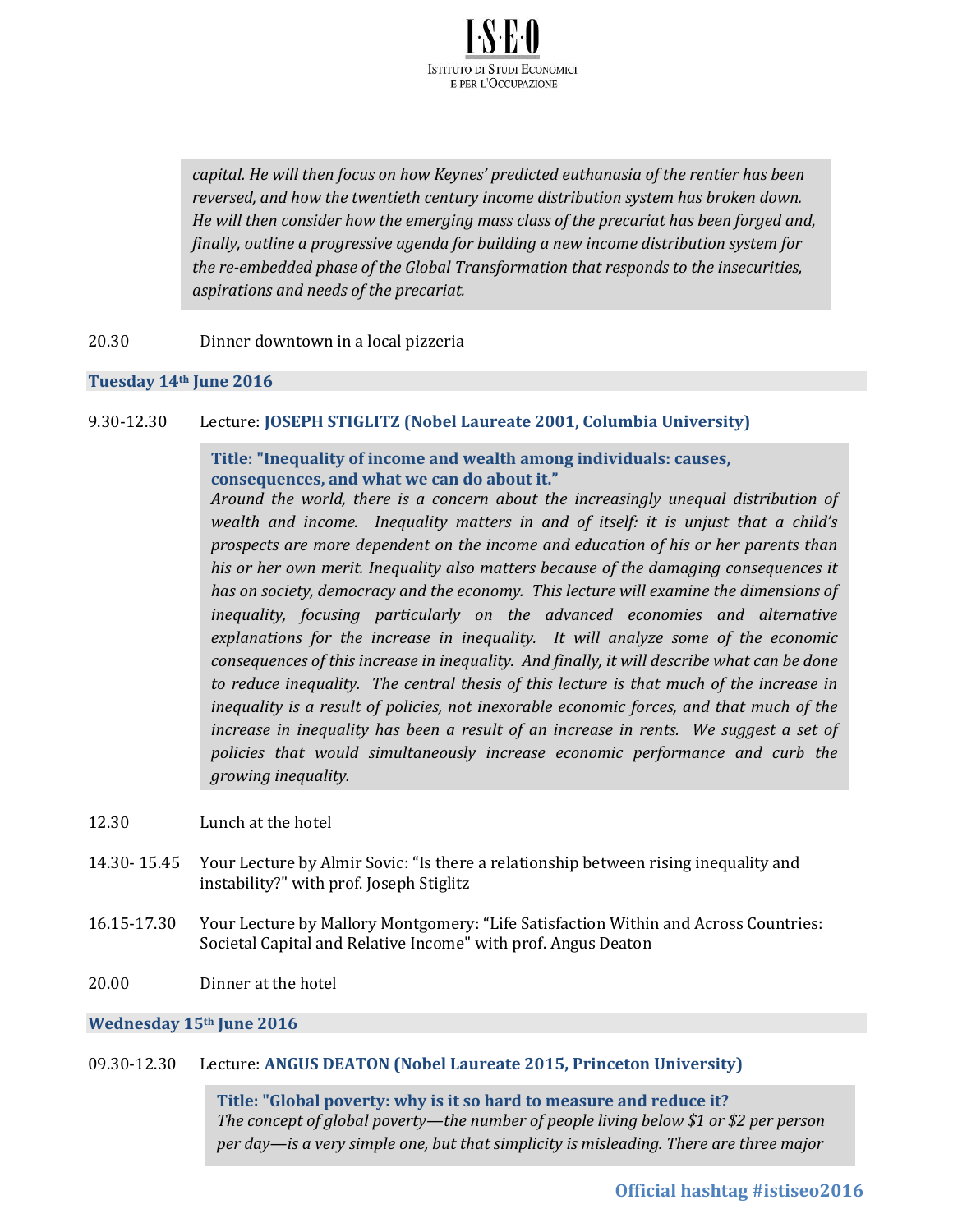*capital. He will then focus on how Keynes' predicted euthanasia of the rentier has been reversed, and how the twentieth century income distribution system has broken down. He will then consider how the emerging mass class of the precariat has been forged and, finally, outline a progressive agenda for building a new income distribution system for the re-embedded phase of the Global Transformation that responds to the insecurities, aspirations and needs of the precariat.*

20.30 Dinner downtown in a local pizzeria

**Tuesday 14th June 2016**

9.30-12.30 Lecture: **JOSEPH STIGLITZ (Nobel Laureate 2001, Columbia University)**

**Title: "Inequality of income and wealth among individuals: causes, consequences, and what we can do about it."**
*Around the world, there is a concern about the increasingly unequal distribution of wealth and income. Inequality matters in and of itself: it is unjust that a child's prospects are more dependent on the income and education of his or her parents than his or her own merit. Inequality also matters because of the damaging consequences it has on society, democracy and the economy. This lecture will examine the dimensions of inequality, focusing particularly on the advanced economies and alternative explanations for the increase in inequality. It will analyze some of the economic consequences of this increase in inequality. And finally, it will describe what can be done to reduce inequality. The central thesis of this lecture is that much of the increase in inequality is a result of policies, not inexorable economic forces, and that much of the increase in inequality has been a result of an increase in rents. We suggest a set of policies that would simultaneously increase economic performance and curb the growing inequality.*

12.30 Lunch at the hotel

14.30- 15.45 Your Lecture by Almir Sovic: "Is there a relationship between rising inequality and instability?" with prof. Joseph Stiglitz

16.15-17.30 Your Lecture by Mallory Montgomery: "Life Satisfaction Within and Across Countries: Societal Capital and Relative Income" with prof. Angus Deaton

20.00 Dinner at the hotel

**Wednesday 15th June 2016**

09.30-12.30 Lecture: **ANGUS DEATON (Nobel Laureate 2015, Princeton University)**

**Title: "Global poverty: why is it so hard to measure and reduce it?**
*The concept of global poverty—the number of people living below $1 or $2 per person per day—is a very simple one, but that simplicity is misleading. There are three major*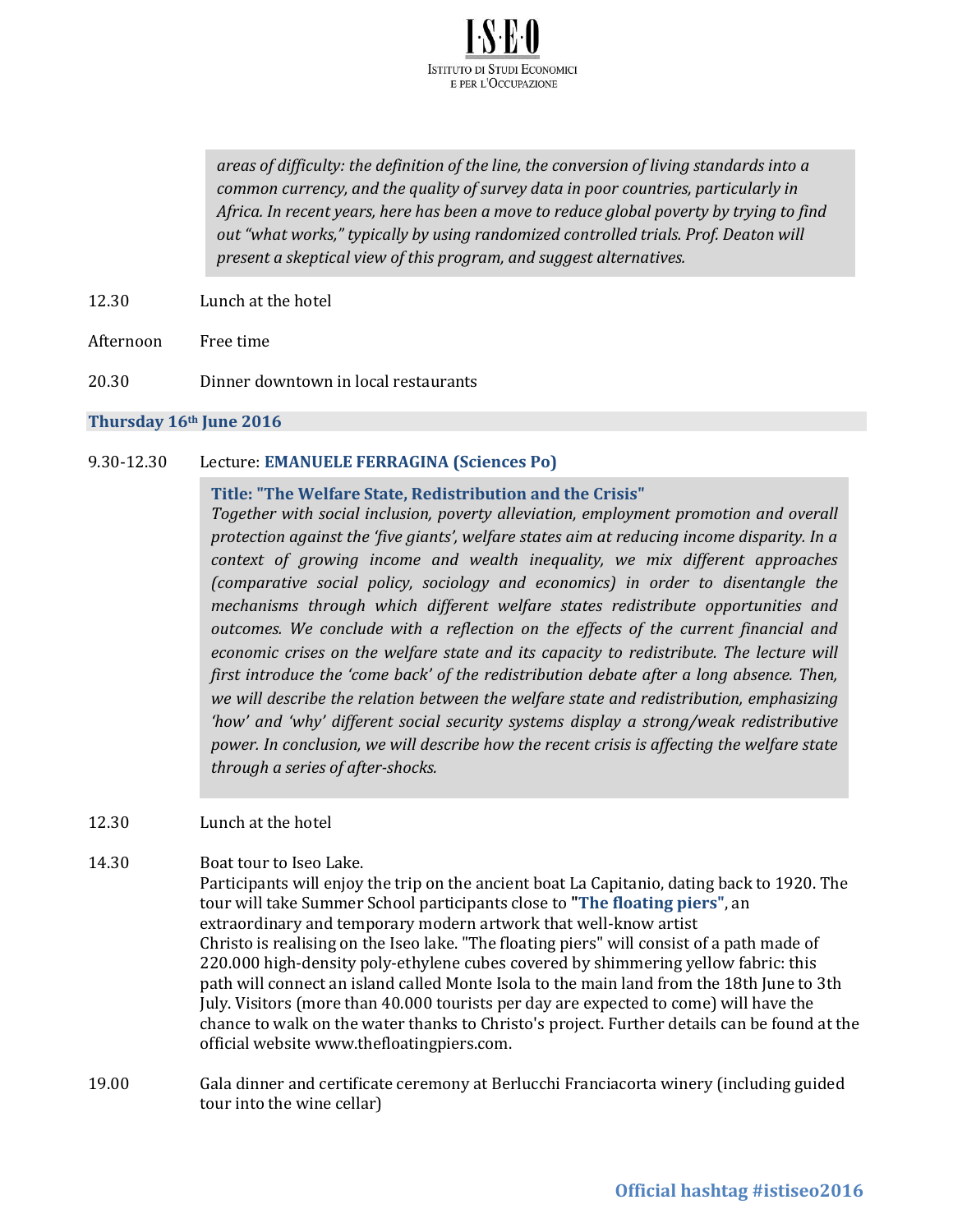*areas of difficulty: the definition of the line, the conversion of living standards into a common currency, and the quality of survey data in poor countries, particularly in Africa. In recent years, here has been a move to reduce global poverty by trying to find out "what works," typically by using randomized controlled trials. Prof. Deaton will present a skeptical view of this program, and suggest alternatives.*

12.30 Lunch at the hotel

Afternoon Free time

20.30 Dinner downtown in local restaurants

## Thursday 16th June 2016

9.30-12.30 Lecture: **EMANUELE FERRAGINA (Sciences Po)**

**Title: "The Welfare State, Redistribution and the Crisis"**

*Together with social inclusion, poverty alleviation, employment promotion and overall protection against the 'five giants', welfare states aim at reducing income disparity. In a context of growing income and wealth inequality, we mix different approaches (comparative social policy, sociology and economics) in order to disentangle the mechanisms through which different welfare states redistribute opportunities and outcomes. We conclude with a reflection on the effects of the current financial and economic crises on the welfare state and its capacity to redistribute. The lecture will first introduce the 'come back' of the redistribution debate after a long absence. Then, we will describe the relation between the welfare state and redistribution, emphasizing 'how' and 'why' different social security systems display a strong/weak redistributive power. In conclusion, we will describe how the recent crisis is affecting the welfare state through a series of after-shocks.*

12.30 Lunch at the hotel

14.30 Boat tour to Iseo Lake.
Participants will enjoy the trip on the ancient boat La Capitanio, dating back to 1920. The tour will take Summer School participants close to **"The floating piers"**, an extraordinary and temporary modern artwork that well-know artist Christo is realising on the Iseo lake. "The floating piers" will consist of a path made of 220.000 high-density poly-ethylene cubes covered by shimmering yellow fabric: this path will connect an island called Monte Isola to the main land from the 18th June to 3th July. Visitors (more than 40.000 tourists per day are expected to come) will have the chance to walk on the water thanks to Christo's project. Further details can be found at the official website www.thefloatingpiers.com.

19.00 Gala dinner and certificate ceremony at Berlucchi Franciacorta winery (including guided tour into the wine cellar)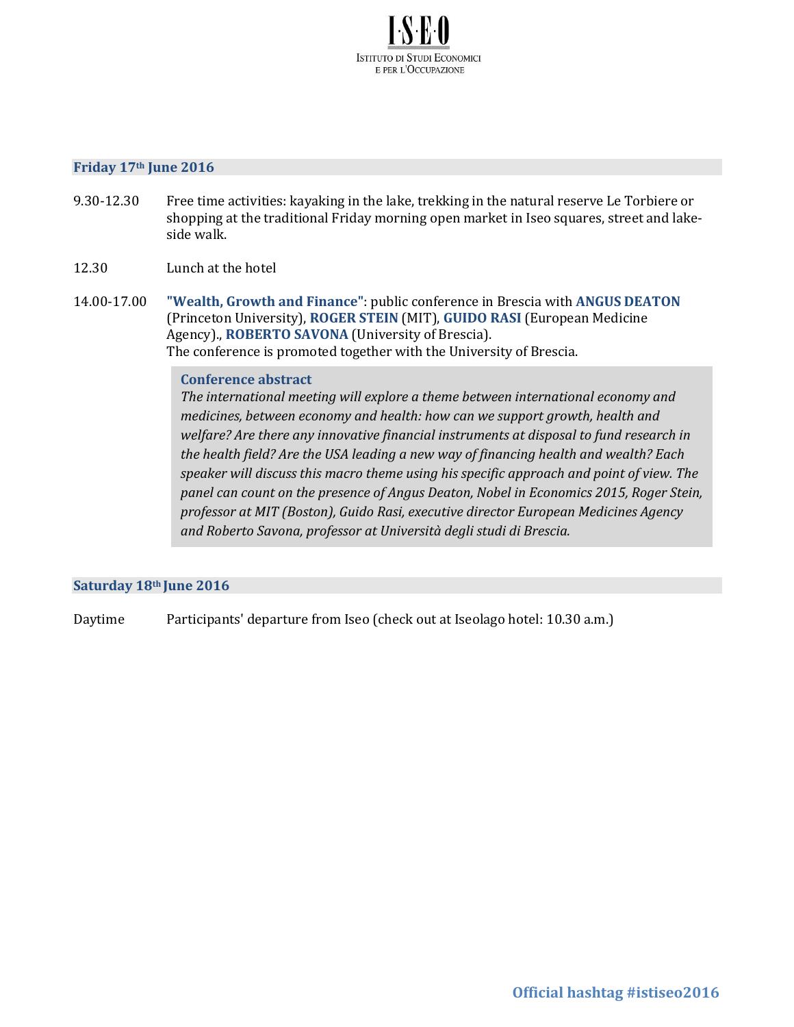## Friday 17th June 2016

9.30-12.30 Free time activities: kayaking in the lake, trekking in the natural reserve Le Torbiere or shopping at the traditional Friday morning open market in Iseo squares, street and lake-side walk.

12.30 Lunch at the hotel

14.00-17.00 **"Wealth, Growth and Finance"**: public conference in Brescia with **ANGUS DEATON** (Princeton University), **ROGER STEIN** (MIT), **GUIDO RASI** (European Medicine Agency)., **ROBERTO SAVONA** (University of Brescia).
The conference is promoted together with the University of Brescia.

> **Conference abstract**
> *The international meeting will explore a theme between international economy and medicines, between economy and health: how can we support growth, health and welfare? Are there any innovative financial instruments at disposal to fund research in the health field? Are the USA leading a new way of financing health and wealth? Each speaker will discuss this macro theme using his specific approach and point of view. The panel can count on the presence of Angus Deaton, Nobel in Economics 2015, Roger Stein, professor at MIT (Boston), Guido Rasi, executive director European Medicines Agency and Roberto Savona, professor at Università degli studi di Brescia.*

## Saturday 18th June 2016

Daytime Participants' departure from Iseo (check out at Iseolago hotel: 10.30 a.m.)

**Official hashtag #istiseo2016**